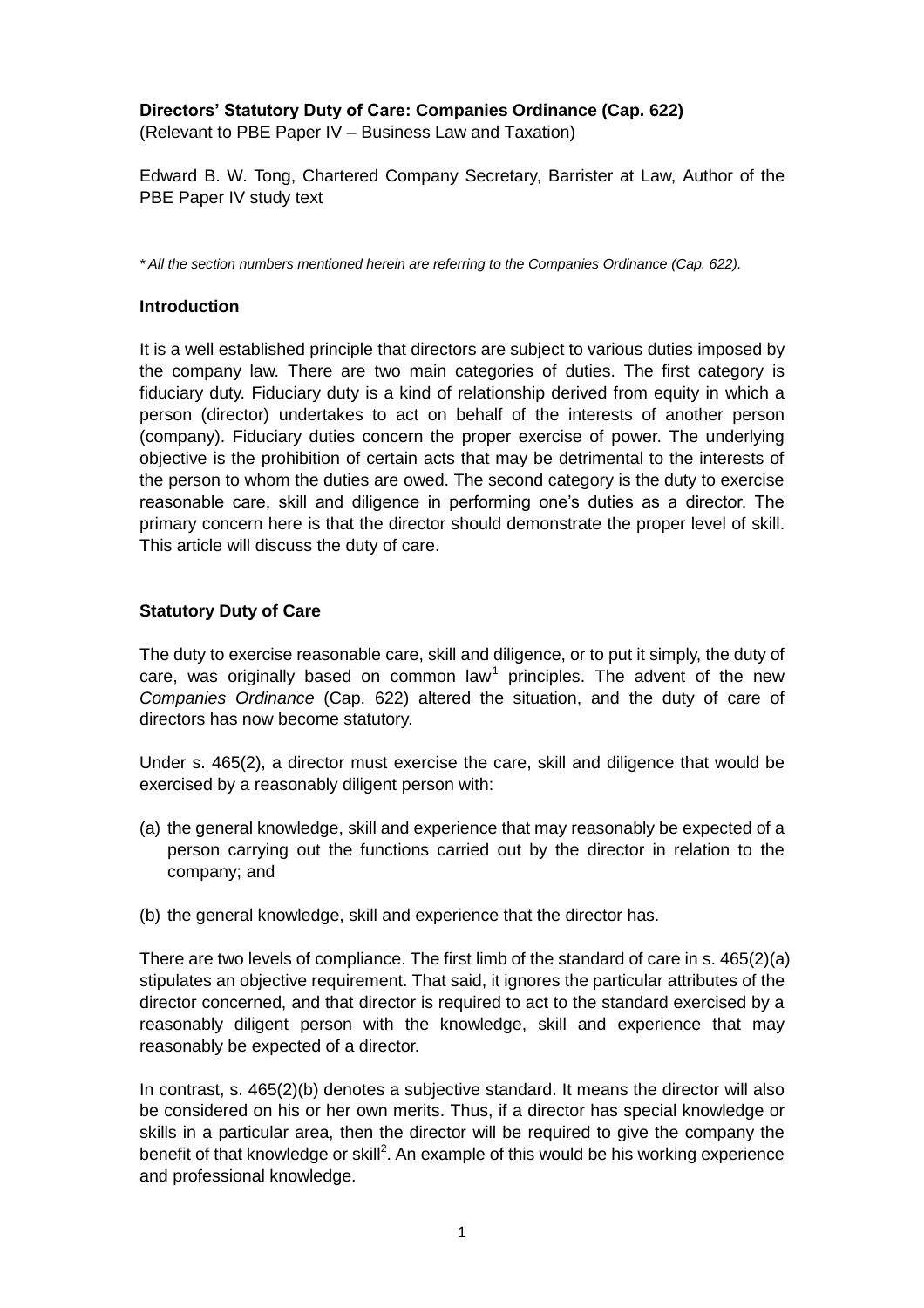**Directors' Statutory Duty of Care: Companies Ordinance (Cap. 622)**
(Relevant to PBE Paper IV – Business Law and Taxation)

Edward B. W. Tong, Chartered Company Secretary, Barrister at Law, Author of the PBE Paper IV study text

*\* All the section numbers mentioned herein are referring to the Companies Ordinance (Cap. 622).*

**Introduction**

It is a well established principle that directors are subject to various duties imposed by the company law. There are two main categories of duties. The first category is fiduciary duty. Fiduciary duty is a kind of relationship derived from equity in which a person (director) undertakes to act on behalf of the interests of another person (company). Fiduciary duties concern the proper exercise of power. The underlying objective is the prohibition of certain acts that may be detrimental to the interests of the person to whom the duties are owed. The second category is the duty to exercise reasonable care, skill and diligence in performing one's duties as a director. The primary concern here is that the director should demonstrate the proper level of skill. This article will discuss the duty of care.

**Statutory Duty of Care**

The duty to exercise reasonable care, skill and diligence, or to put it simply, the duty of care, was originally based on common law[1] principles. The advent of the new *Companies Ordinance* (Cap. 622) altered the situation, and the duty of care of directors has now become statutory.

Under s. 465(2), a director must exercise the care, skill and diligence that would be exercised by a reasonably diligent person with:

(a) the general knowledge, skill and experience that may reasonably be expected of a person carrying out the functions carried out by the director in relation to the company; and

(b) the general knowledge, skill and experience that the director has.

There are two levels of compliance. The first limb of the standard of care in s. 465(2)(a) stipulates an objective requirement. That said, it ignores the particular attributes of the director concerned, and that director is required to act to the standard exercised by a reasonably diligent person with the knowledge, skill and experience that may reasonably be expected of a director.

In contrast, s. 465(2)(b) denotes a subjective standard. It means the director will also be considered on his or her own merits. Thus, if a director has special knowledge or skills in a particular area, then the director will be required to give the company the benefit of that knowledge or skill[2]. An example of this would be his working experience and professional knowledge.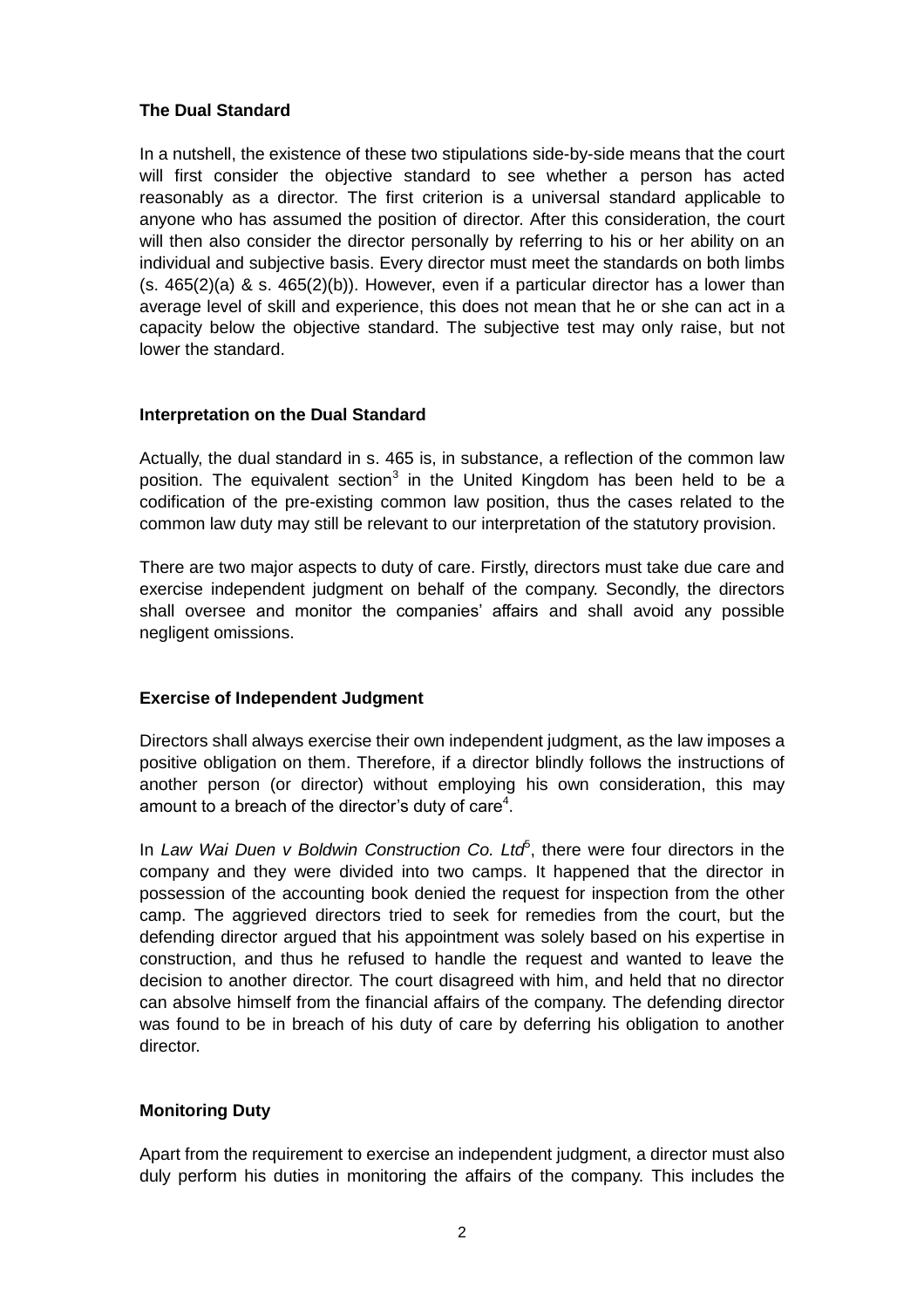**The Dual Standard**

In a nutshell, the existence of these two stipulations side-by-side means that the court will first consider the objective standard to see whether a person has acted reasonably as a director. The first criterion is a universal standard applicable to anyone who has assumed the position of director. After this consideration, the court will then also consider the director personally by referring to his or her ability on an individual and subjective basis. Every director must meet the standards on both limbs (s. 465(2)(a) & s. 465(2)(b)). However, even if a particular director has a lower than average level of skill and experience, this does not mean that he or she can act in a capacity below the objective standard. The subjective test may only raise, but not lower the standard.

**Interpretation on the Dual Standard**

Actually, the dual standard in s. 465 is, in substance, a reflection of the common law position. The equivalent section[3] in the United Kingdom has been held to be a codification of the pre-existing common law position, thus the cases related to the common law duty may still be relevant to our interpretation of the statutory provision.

There are two major aspects to duty of care. Firstly, directors must take due care and exercise independent judgment on behalf of the company. Secondly, the directors shall oversee and monitor the companies' affairs and shall avoid any possible negligent omissions.

**Exercise of Independent Judgment**

Directors shall always exercise their own independent judgment, as the law imposes a positive obligation on them. Therefore, if a director blindly follows the instructions of another person (or director) without employing his own consideration, this may amount to a breach of the director's duty of care[4].

In *Law Wai Duen v Boldwin Construction Co. Ltd*[5], there were four directors in the company and they were divided into two camps. It happened that the director in possession of the accounting book denied the request for inspection from the other camp. The aggrieved directors tried to seek for remedies from the court, but the defending director argued that his appointment was solely based on his expertise in construction, and thus he refused to handle the request and wanted to leave the decision to another director. The court disagreed with him, and held that no director can absolve himself from the financial affairs of the company. The defending director was found to be in breach of his duty of care by deferring his obligation to another director.

**Monitoring Duty**

Apart from the requirement to exercise an independent judgment, a director must also duly perform his duties in monitoring the affairs of the company. This includes the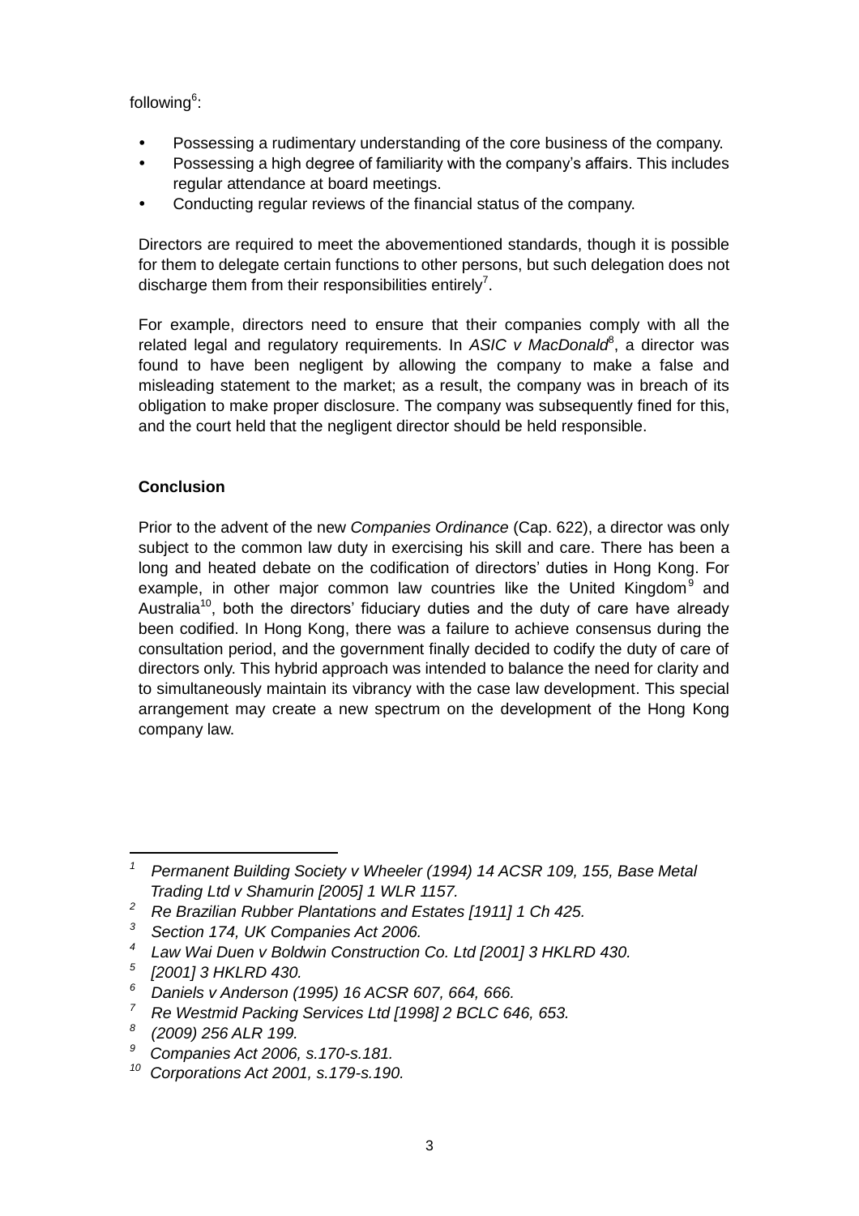following[6]:

- Possessing a rudimentary understanding of the core business of the company.
- Possessing a high degree of familiarity with the company's affairs. This includes regular attendance at board meetings.
- Conducting regular reviews of the financial status of the company.

Directors are required to meet the abovementioned standards, though it is possible for them to delegate certain functions to other persons, but such delegation does not discharge them from their responsibilities entirely[7].

For example, directors need to ensure that their companies comply with all the related legal and regulatory requirements. In *ASIC v MacDonald*[8], a director was found to have been negligent by allowing the company to make a false and misleading statement to the market; as a result, the company was in breach of its obligation to make proper disclosure. The company was subsequently fined for this, and the court held that the negligent director should be held responsible.

**Conclusion**

Prior to the advent of the new *Companies Ordinance* (Cap. 622), a director was only subject to the common law duty in exercising his skill and care. There has been a long and heated debate on the codification of directors' duties in Hong Kong. For example, in other major common law countries like the United Kingdom[9] and Australia[10], both the directors' fiduciary duties and the duty of care have already been codified. In Hong Kong, there was a failure to achieve consensus during the consultation period, and the government finally decided to codify the duty of care of directors only. This hybrid approach was intended to balance the need for clarity and to simultaneously maintain its vibrancy with the case law development. This special arrangement may create a new spectrum on the development of the Hong Kong company law.

---

1. *Permanent Building Society v Wheeler (1994) 14 ACSR 109, 155, Base Metal Trading Ltd v Shamurin [2005] 1 WLR 1157.*
2. *Re Brazilian Rubber Plantations and Estates [1911] 1 Ch 425.*
3. *Section 174, UK Companies Act 2006.*
4. *Law Wai Duen v Boldwin Construction Co. Ltd [2001] 3 HKLRD 430.*
5. *[2001] 3 HKLRD 430.*
6. *Daniels v Anderson (1995) 16 ACSR 607, 664, 666.*
7. *Re Westmid Packing Services Ltd [1998] 2 BCLC 646, 653.*
8. *(2009) 256 ALR 199.*
9. *Companies Act 2006, s.170-s.181.*
10. *Corporations Act 2001, s.179-s.190.*